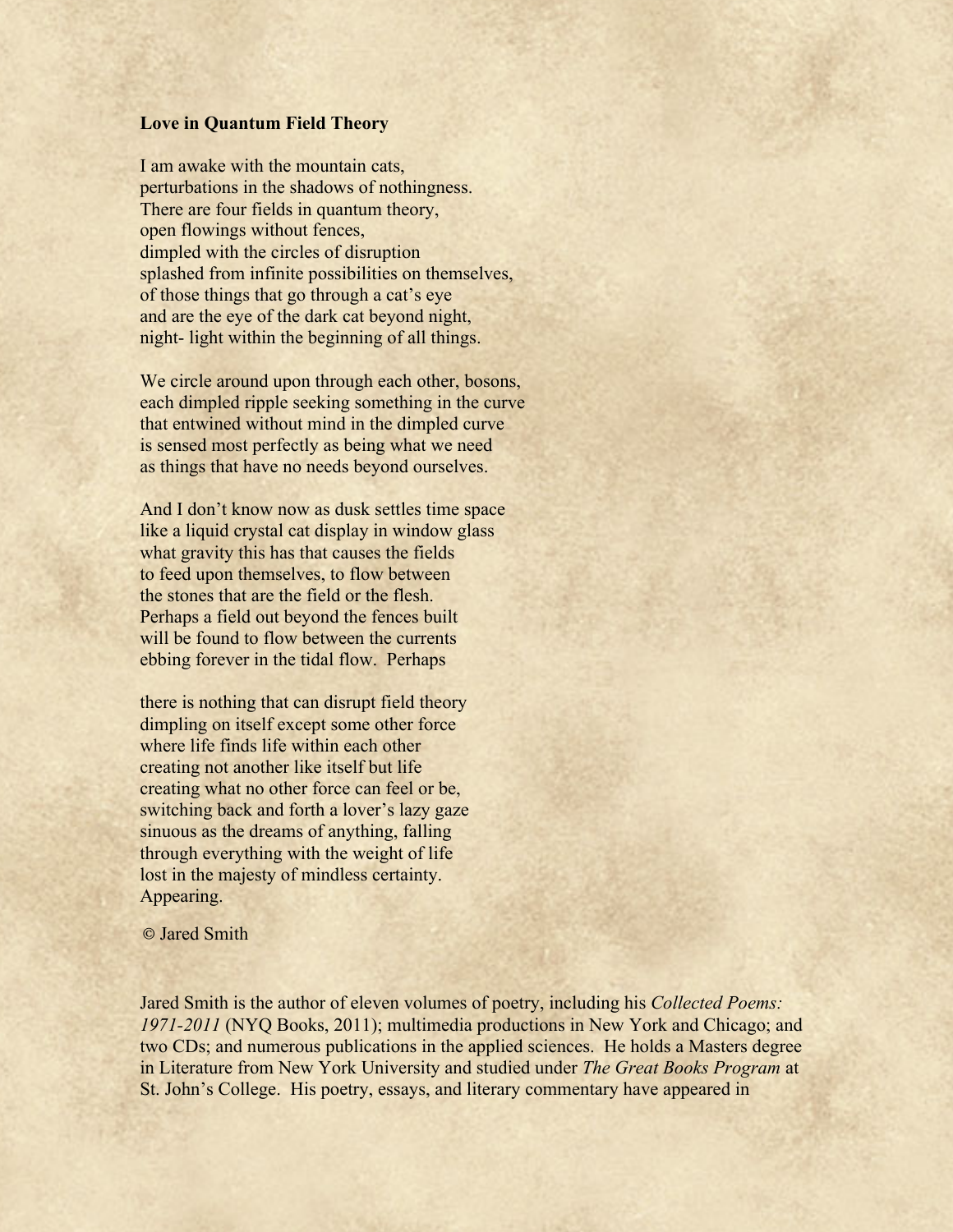**Love in Quantum Field Theory**

I am awake with the mountain cats,  
perturbations in the shadows of nothingness.  
There are four fields in quantum theory,  
open flowings without fences,  
dimpled with the circles of disruption  
splashed from infinite possibilities on themselves,  
of those things that go through a cat's eye  
and are the eye of the dark cat beyond night,  
night- light within the beginning of all things.

We circle around upon through each other, bosons,  
each dimpled ripple seeking something in the curve  
that entwined without mind in the dimpled curve  
is sensed most perfectly as being what we need  
as things that have no needs beyond ourselves.

And I don't know now as dusk settles time space  
like a liquid crystal cat display in window glass  
what gravity this has that causes the fields  
to feed upon themselves, to flow between  
the stones that are the field or the flesh.  
Perhaps a field out beyond the fences built  
will be found to flow between the currents  
ebbing forever in the tidal flow. Perhaps

there is nothing that can disrupt field theory  
dimpling on itself except some other force  
where life finds life within each other  
creating not another like itself but life  
creating what no other force can feel or be,  
switching back and forth a lover's lazy gaze  
sinuous as the dreams of anything, falling  
through everything with the weight of life  
lost in the majesty of mindless certainty.  
Appearing.

© Jared Smith

Jared Smith is the author of eleven volumes of poetry, including his *Collected Poems: 1971-2011* (NYQ Books, 2011); multimedia productions in New York and Chicago; and two CDs; and numerous publications in the applied sciences. He holds a Masters degree in Literature from New York University and studied under *The Great Books Program* at St. John's College. His poetry, essays, and literary commentary have appeared in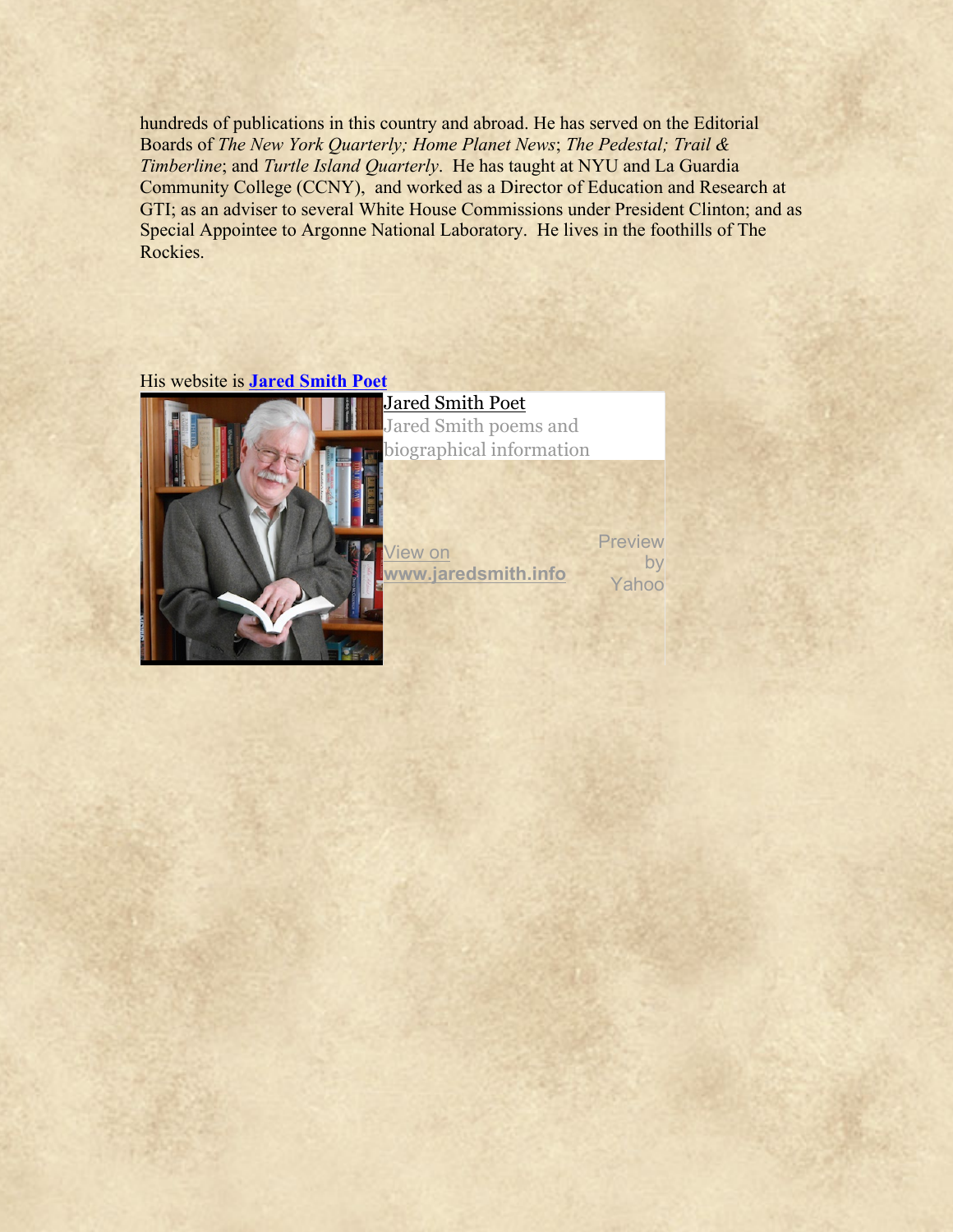hundreds of publications in this country and abroad. He has served on the Editorial Boards of *The New York Quarterly; Home Planet News*; *The Pedestal; Trail & Timberline*; and *Turtle Island Quarterly*. He has taught at NYU and La Guardia Community College (CCNY), and worked as a Director of Education and Research at GTI; as an adviser to several White House Commissions under President Clinton; and as Special Appointee to Argonne National Laboratory. He lives in the foothills of The Rockies.

His website is **Jared Smith Poet**

Jared Smith Poet

Jared Smith poems and biographical information

View on **www.jaredsmith.info**

Preview by Yahoo